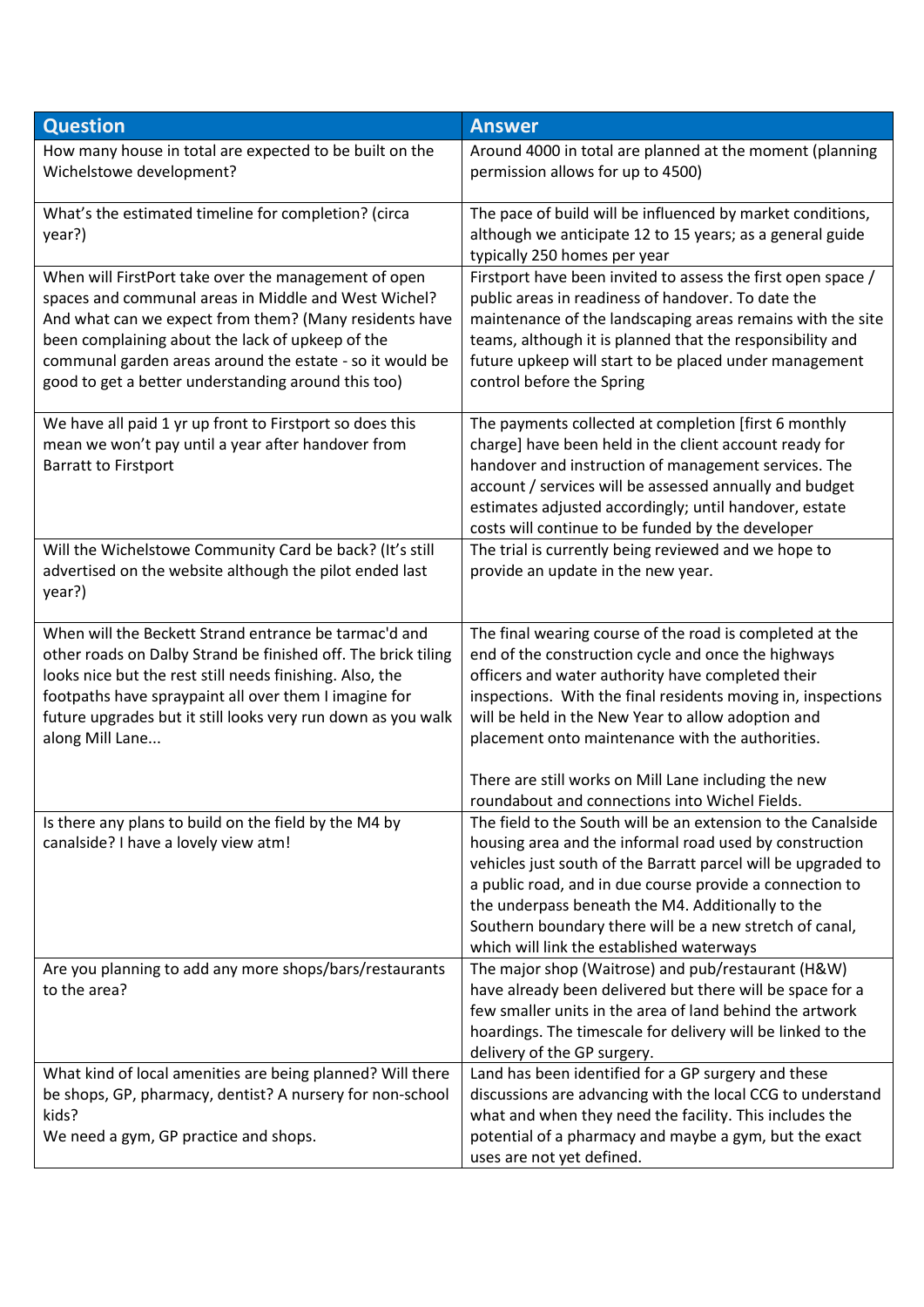| Question | Answer |
| --- | --- |
| How many house in total are expected to be built on the Wichelstowe development? | Around 4000 in total are planned at the moment (planning permission allows for up to 4500) |
| What's the estimated timeline for completion? (circa year?) | The pace of build will be influenced by market conditions, although we anticipate 12 to 15 years; as a general guide typically 250 homes per year |
| When will FirstPort take over the management of open spaces and communal areas in Middle and West Wichel? And what can we expect from them? (Many residents have been complaining about the lack of upkeep of the communal garden areas around the estate - so it would be good to get a better understanding around this too) | Firstport have been invited to assess the first open space / public areas in readiness of handover. To date the maintenance of the landscaping areas remains with the site teams, although it is planned that the responsibility and future upkeep will start to be placed under management control before the Spring |
| We have all paid 1 yr up front to Firstport so does this mean we won't pay until a year after handover from Barratt to Firstport | The payments collected at completion [first 6 monthly charge] have been held in the client account ready for handover and instruction of management services. The account / services will be assessed annually and budget estimates adjusted accordingly; until handover, estate costs will continue to be funded by the developer |
| Will the Wichelstowe Community Card be back? (It's still advertised on the website although the pilot ended last year?) | The trial is currently being reviewed and we hope to provide an update in the new year. |
| When will the Beckett Strand entrance be tarmac'd and other roads on Dalby Strand be finished off. The brick tiling looks nice but the rest still needs finishing. Also, the footpaths have spraypaint all over them I imagine for future upgrades but it still looks very run down as you walk along Mill Lane... | The final wearing course of the road is completed at the end of the construction cycle and once the highways officers and water authority have completed their inspections. With the final residents moving in, inspections will be held in the New Year to allow adoption and placement onto maintenance with the authorities.<br><br>There are still works on Mill Lane including the new roundabout and connections into Wichel Fields. |
| Is there any plans to build on the field by the M4 by canalside? I have a lovely view atm! | The field to the South will be an extension to the Canalside housing area and the informal road used by construction vehicles just south of the Barratt parcel will be upgraded to a public road, and in due course provide a connection to the underpass beneath the M4. Additionally to the Southern boundary there will be a new stretch of canal, which will link the established waterways |
| Are you planning to add any more shops/bars/restaurants to the area? | The major shop (Waitrose) and pub/restaurant (H&W) have already been delivered but there will be space for a few smaller units in the area of land behind the artwork hoardings. The timescale for delivery will be linked to the delivery of the GP surgery. |
| What kind of local amenities are being planned? Will there be shops, GP, pharmacy, dentist? A nursery for non-school kids?<br>We need a gym, GP practice and shops. | Land has been identified for a GP surgery and these discussions are advancing with the local CCG to understand what and when they need the facility. This includes the potential of a pharmacy and maybe a gym, but the exact uses are not yet defined. |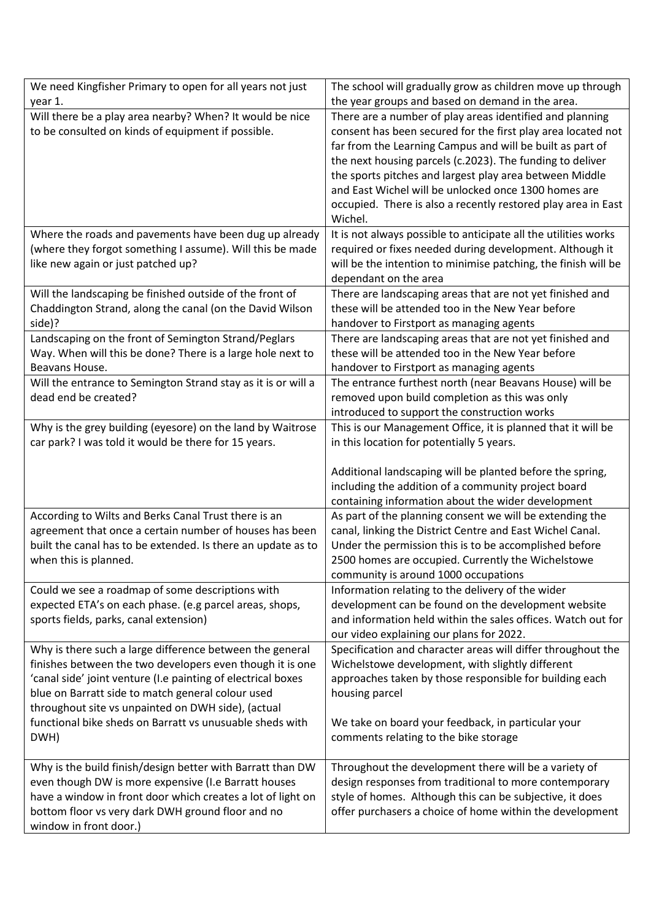| We need Kingfisher Primary to open for all years not just year 1. | The school will gradually grow as children move up through the year groups and based on demand in the area. |
|---|---|
| Will there be a play area nearby? When? It would be nice to be consulted on kinds of equipment if possible. | There are a number of play areas identified and planning consent has been secured for the first play area located not far from the Learning Campus and will be built as part of the next housing parcels (c.2023). The funding to deliver the sports pitches and largest play area between Middle and East Wichel will be unlocked once 1300 homes are occupied. There is also a recently restored play area in East Wichel. |
| Where the roads and pavements have been dug up already (where they forgot something I assume). Will this be made like new again or just patched up? | It is not always possible to anticipate all the utilities works required or fixes needed during development. Although it will be the intention to minimise patching, the finish will be dependant on the area |
| Will the landscaping be finished outside of the front of Chaddington Strand, along the canal (on the David Wilson side)? | There are landscaping areas that are not yet finished and these will be attended too in the New Year before handover to Firstport as managing agents |
| Landscaping on the front of Semington Strand/Peglars Way. When will this be done? There is a large hole next to Beavans House. | There are landscaping areas that are not yet finished and these will be attended too in the New Year before handover to Firstport as managing agents |
| Will the entrance to Semington Strand stay as it is or will a dead end be created? | The entrance furthest north (near Beavans House) will be removed upon build completion as this was only introduced to support the construction works |
| Why is the grey building (eyesore) on the land by Waitrose car park? I was told it would be there for 15 years. | This is our Management Office, it is planned that it will be in this location for potentially 5 years.<br><br>Additional landscaping will be planted before the spring, including the addition of a community project board containing information about the wider development |
| According to Wilts and Berks Canal Trust there is an agreement that once a certain number of houses has been built the canal has to be extended. Is there an update as to when this is planned. | As part of the planning consent we will be extending the canal, linking the District Centre and East Wichel Canal. Under the permission this is to be accomplished before 2500 homes are occupied. Currently the Wichelstowe community is around 1000 occupations |
| Could we see a roadmap of some descriptions with expected ETA's on each phase. (e.g parcel areas, shops, sports fields, parks, canal extension) | Information relating to the delivery of the wider development can be found on the development website and information held within the sales offices. Watch out for our video explaining our plans for 2022. |
| Why is there such a large difference between the general finishes between the two developers even though it is one 'canal side' joint venture (I.e painting of electrical boxes blue on Barratt side to match general colour used throughout site vs unpainted on DWH side), (actual functional bike sheds on Barratt vs unusuable sheds with DWH) | Specification and character areas will differ throughout the Wichelstowe development, with slightly different approaches taken by those responsible for building each housing parcel<br><br>We take on board your feedback, in particular your comments relating to the bike storage |
| Why is the build finish/design better with Barratt than DW even though DW is more expensive (I.e Barratt houses have a window in front door which creates a lot of light on bottom floor vs very dark DWH ground floor and no window in front door.) | Throughout the development there will be a variety of design responses from traditional to more contemporary style of homes. Although this can be subjective, it does offer purchasers a choice of home within the development |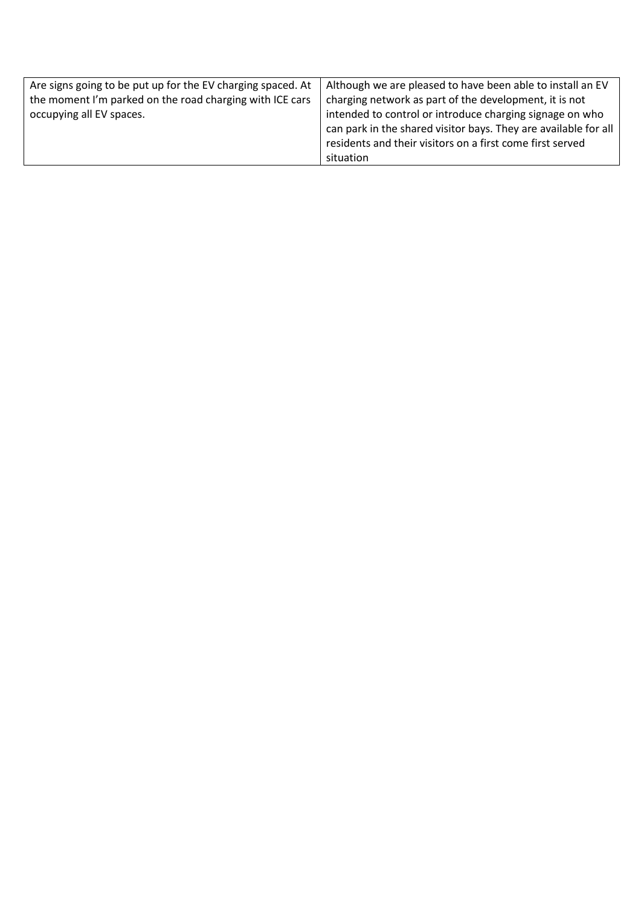| | |
|---|---|
| Are signs going to be put up for the EV charging spaced. At the moment I'm parked on the road charging with ICE cars occupying all EV spaces. | Although we are pleased to have been able to install an EV charging network as part of the development, it is not intended to control or introduce charging signage on who can park in the shared visitor bays. They are available for all residents and their visitors on a first come first served situation |